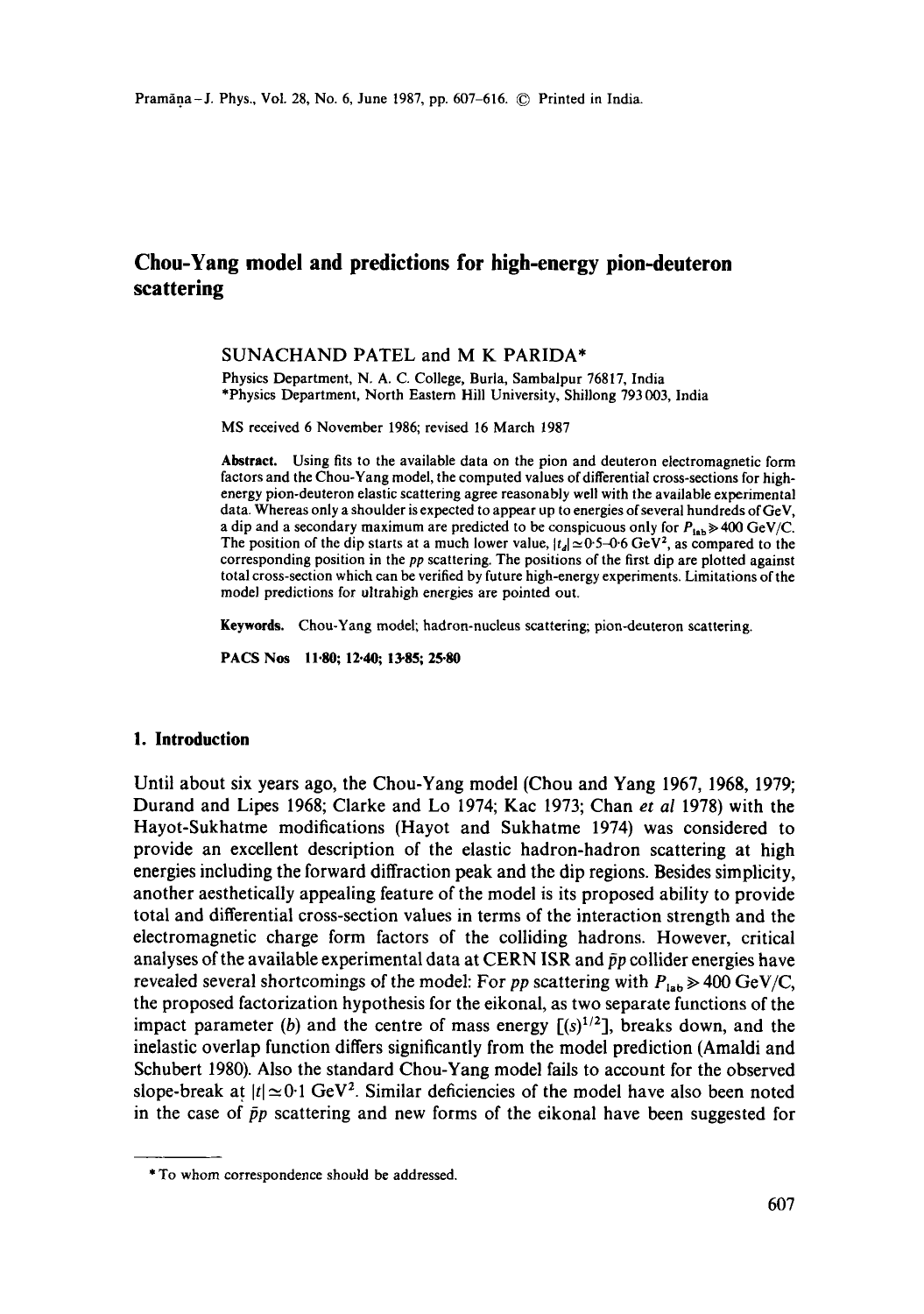# Chou-Yang model and predictions for high-energy pion-deuteron scattering

SUNACHAND PATEL and M K PARIDA*

Physics Department, N. A. C. College, Burla, Sambalpur 76817, India
*Physics Department, North Eastern Hill University, Shillong 793 003, India

MS received 6 November 1986; revised 16 March 1987

**Abstract.** Using fits to the available data on the pion and deuteron electromagnetic form factors and the Chou-Yang model, the computed values of differential cross-sections for high-energy pion-deuteron elastic scattering agree reasonably well with the available experimental data. Whereas only a shoulder is expected to appear up to energies of several hundreds of GeV, a dip and a secondary maximum are predicted to be conspicuous only for $P_{lab} \gg 400$ GeV/C. The position of the dip starts at a much lower value, $|t_d| \simeq 0.5$–$0.6$ GeV$^2$, as compared to the corresponding position in the $pp$ scattering. The positions of the first dip are plotted against total cross-section which can be verified by future high-energy experiments. Limitations of the model predictions for ultrahigh energies are pointed out.

**Keywords.** Chou-Yang model; hadron-nucleus scattering; pion-deuteron scattering.

**PACS Nos** 11·80; 12·40; 13·85; 25·80

## 1. Introduction

Until about six years ago, the Chou-Yang model (Chou and Yang 1967, 1968, 1979; Durand and Lipes 1968; Clarke and Lo 1974; Kac 1973; Chan *et al* 1978) with the Hayot-Sukhatme modifications (Hayot and Sukhatme 1974) was considered to provide an excellent description of the elastic hadron-hadron scattering at high energies including the forward diffraction peak and the dip regions. Besides simplicity, another aesthetically appealing feature of the model is its proposed ability to provide total and differential cross-section values in terms of the interaction strength and the electromagnetic charge form factors of the colliding hadrons. However, critical analyses of the available experimental data at CERN ISR and $\bar{p}p$ collider energies have revealed several shortcomings of the model: For $pp$ scattering with $P_{lab} \gg 400$ GeV/C, the proposed factorization hypothesis for the eikonal, as two separate functions of the impact parameter ($b$) and the centre of mass energy $[(s)^{1/2}]$, breaks down, and the inelastic overlap function differs significantly from the model prediction (Amaldi and Schubert 1980). Also the standard Chou-Yang model fails to account for the observed slope-break at $|t| \simeq 0.1$ GeV$^2$. Similar deficiencies of the model have also been noted in the case of $\bar{p}p$ scattering and new forms of the eikonal have been suggested for

* To whom correspondence should be addressed.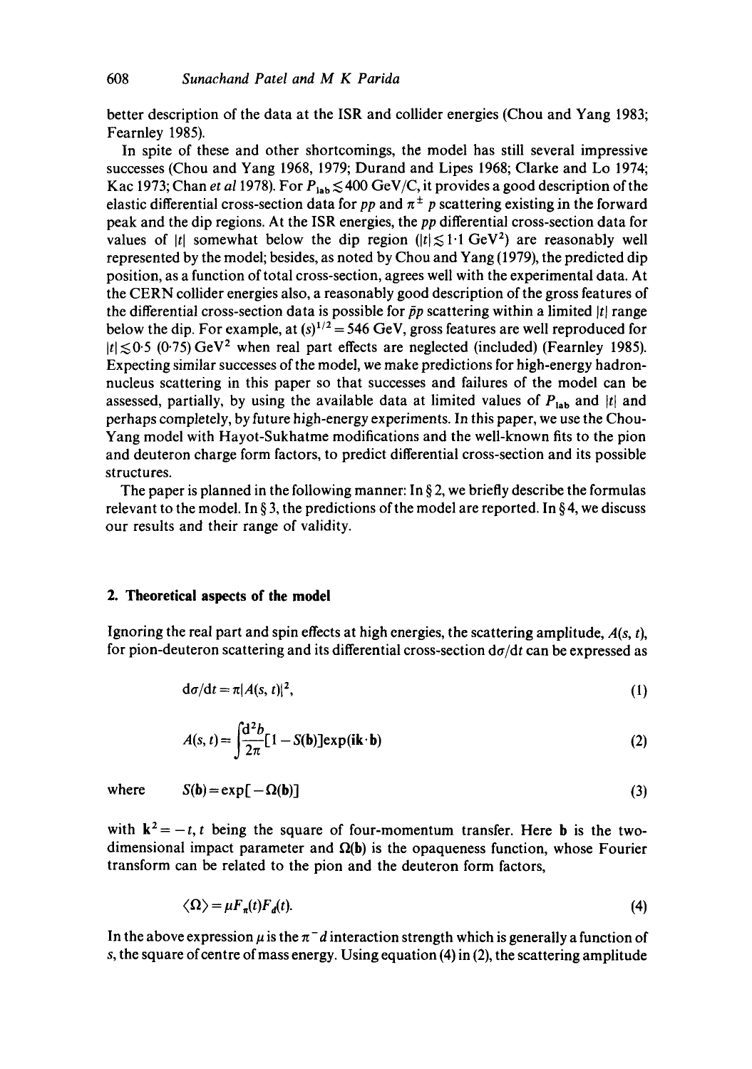better description of the data at the ISR and collider energies (Chou and Yang 1983; Fearnley 1985).

In spite of these and other shortcomings, the model has still several impressive successes (Chou and Yang 1968, 1979; Durand and Lipes 1968; Clarke and Lo 1974; Kac 1973; Chan *et al* 1978). For $P_{\rm lab} \lesssim 400$ GeV/C, it provides a good description of the elastic differential cross-section data for $pp$ and $\pi^{\pm}\,p$ scattering existing in the forward peak and the dip regions. At the ISR energies, the $pp$ differential cross-section data for values of $|t|$ somewhat below the dip region ($|t| \lesssim 1{\cdot}1$ GeV$^2$) are reasonably well represented by the model; besides, as noted by Chou and Yang (1979), the predicted dip position, as a function of total cross-section, agrees well with the experimental data. At the CERN collider energies also, a reasonably good description of the gross features of the differential cross-section data is possible for $\bar{p}p$ scattering within a limited $|t|$ range below the dip. For example, at $(s)^{1/2} = 546$ GeV, gross features are well reproduced for $|t| \lesssim 0{\cdot}5$ $(0{\cdot}75)$ GeV$^2$ when real part effects are neglected (included) (Fearnley 1985). Expecting similar successes of the model, we make predictions for high-energy hadron-nucleus scattering in this paper so that successes and failures of the model can be assessed, partially, by using the available data at limited values of $P_{\rm lab}$ and $|t|$ and perhaps completely, by future high-energy experiments. In this paper, we use the Chou-Yang model with Hayot-Sukhatme modifications and the well-known fits to the pion and deuteron charge form factors, to predict differential cross-section and its possible structures.

The paper is planned in the following manner: In § 2, we briefly describe the formulas relevant to the model. In § 3, the predictions of the model are reported. In § 4, we discuss our results and their range of validity.

## 2. Theoretical aspects of the model

Ignoring the real part and spin effects at high energies, the scattering amplitude, $A(s, t)$, for pion-deuteron scattering and its differential cross-section $d\sigma/dt$ can be expressed as

$$d\sigma/dt = \pi |A(s,t)|^2, \tag{1}$$

$$A(s,t) = \int \frac{d^2 b}{2\pi} [1 - S(\mathbf{b})] \exp(i\mathbf{k}\cdot\mathbf{b}) \tag{2}$$

where

$$S(\mathbf{b}) = \exp[-\Omega(\mathbf{b})] \tag{3}$$

with $\mathbf{k}^2 = -t$, $t$ being the square of four-momentum transfer. Here $\mathbf{b}$ is the two-dimensional impact parameter and $\Omega(\mathbf{b})$ is the opaqueness function, whose Fourier transform can be related to the pion and the deuteron form factors,

$$\langle \Omega \rangle = \mu F_\pi(t) F_d(t). \tag{4}$$

In the above expression $\mu$ is the $\pi^- d$ interaction strength which is generally a function of $s$, the square of centre of mass energy. Using equation (4) in (2), the scattering amplitude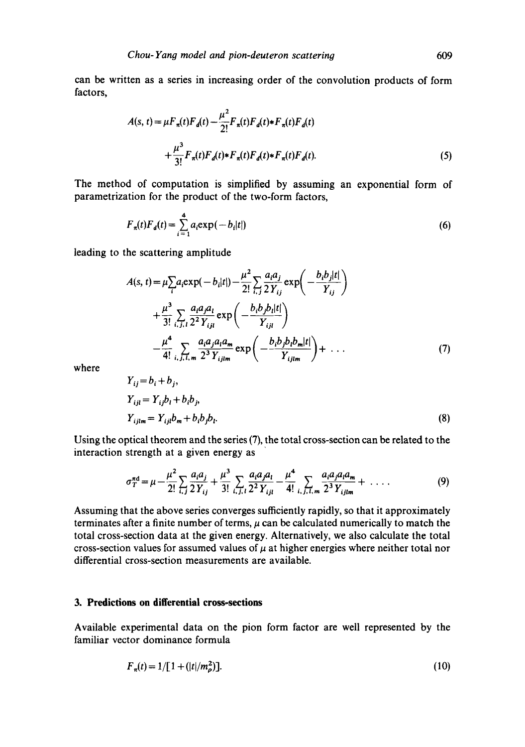can be written as a series in increasing order of the convolution products of form factors,

$$A(s,t) = \mu F_\pi(t) F_d(t) - \frac{\mu^2}{2!} F_\pi(t) F_d(t) * F_\pi(t) F_d(t)$$
$$+ \frac{\mu^3}{3!} F_\pi(t) F_d(t) * F_\pi(t) F_d(t) * F_\pi(t) F_d(t). \tag{5}$$

The method of computation is simplified by assuming an exponential form of parametrization for the product of the two-form factors,

$$F_\pi(t) F_d(t) = \sum_{i=1}^{4} a_i \exp(-b_i |t|) \tag{6}$$

leading to the scattering amplitude

$$A(s,t) = \mu \sum_i a_i \exp(-b_i |t|) - \frac{\mu^2}{2!} \sum_{i,j} \frac{a_i a_j}{2 Y_{ij}} \exp\left(-\frac{b_i b_j |t|}{Y_{ij}}\right)$$
$$+ \frac{\mu^3}{3!} \sum_{i,j,l} \frac{a_i a_j a_l}{2^2 Y_{ijl}} \exp\left(-\frac{b_i b_j b_l |t|}{Y_{ijl}}\right)$$
$$- \frac{\mu^4}{4!} \sum_{i,j,l,m} \frac{a_i a_j a_l a_m}{2^3 Y_{ijlm}} \exp\left(-\frac{b_i b_j b_l b_m |t|}{Y_{ijlm}}\right) + \ldots \tag{7}$$

where

$$Y_{ij} = b_i + b_j,$$
$$Y_{ijl} = Y_{ij} b_l + b_i b_j,$$
$$Y_{ijlm} = Y_{ijl} b_m + b_i b_j b_l. \tag{8}$$

Using the optical theorem and the series (7), the total cross-section can be related to the interaction strength at a given energy as

$$\sigma_T^{\pi d} = \mu - \frac{\mu^2}{2!} \sum_{i,j} \frac{a_i a_j}{2 Y_{ij}} + \frac{\mu^3}{3!} \sum_{i,j,l} \frac{a_i a_j a_l}{2^2 Y_{ijl}} - \frac{\mu^4}{4!} \sum_{i,j,l,m} \frac{a_i a_j a_l a_m}{2^3 Y_{ijlm}} + \ldots . \tag{9}$$

Assuming that the above series converges sufficiently rapidly, so that it approximately terminates after a finite number of terms, $\mu$ can be calculated numerically to match the total cross-section data at the given energy. Alternatively, we also calculate the total cross-section values for assumed values of $\mu$ at higher energies where neither total nor differential cross-section measurements are available.

## 3. Predictions on differential cross-sections

Available experimental data on the pion form factor are well represented by the familiar vector dominance formula

$$F_\pi(t) = 1/[1 + (|t|/m_\rho^2)]. \tag{10}$$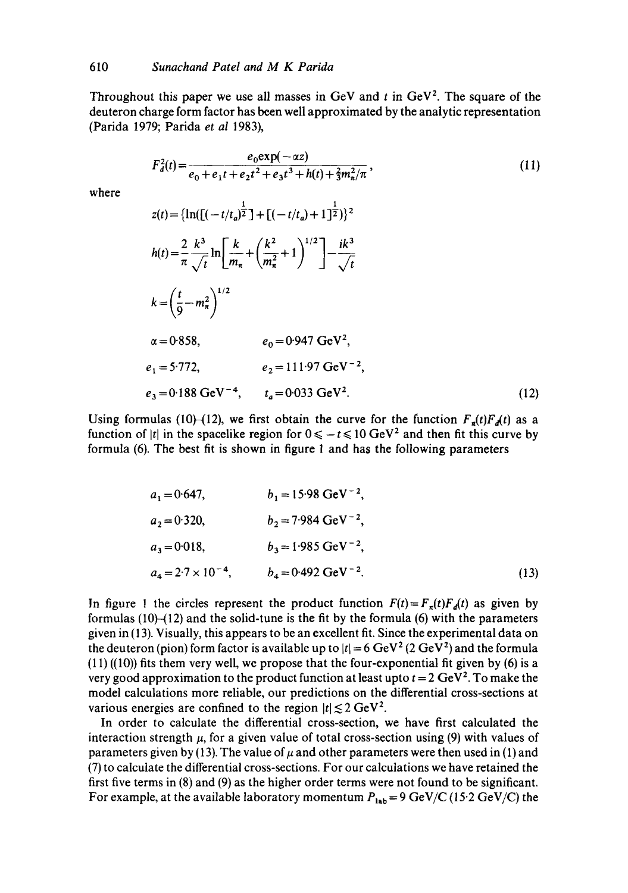Throughout this paper we use all masses in GeV and $t$ in $\mathrm{GeV}^2$. The square of the deuteron charge form factor has been well approximated by the analytic representation (Parida 1979; Parida *et al* 1983),

$$F_d^2(t) = \frac{e_0 \exp(-\alpha z)}{e_0 + e_1 t + e_2 t^2 + e_3 t^3 + h(t) + \frac{2}{3} m_\pi^2/\pi}, \tag{11}$$

where

$$z(t) = \{\ln([(-t/t_a)^{\frac{1}{2}}] + [(-t/t_a) + 1]^{\frac{1}{2}})\}^2$$

$$h(t) = \frac{2}{\pi} \frac{k^3}{\sqrt{t}} \ln\left[\frac{k}{m_\pi} + \left(\frac{k^2}{m_\pi^2} + 1\right)^{1/2}\right] - \frac{ik^3}{\sqrt{t}}$$

$$k = \left(\frac{t}{9} - m_\pi^2\right)^{1/2}$$

$$\begin{aligned}
&\alpha = 0.858, && e_0 = 0.947\ \mathrm{GeV}^2,\\
&e_1 = 5.772, && e_2 = 111.97\ \mathrm{GeV}^{-2},\\
&e_3 = 0.188\ \mathrm{GeV}^{-4}, && t_a = 0.033\ \mathrm{GeV}^2.
\end{aligned} \tag{12}$$

Using formulas (10)–(12), we first obtain the curve for the function $F_\pi(t)F_d(t)$ as a function of $|t|$ in the spacelike region for $0 \leqslant -t \leqslant 10\ \mathrm{GeV}^2$ and then fit this curve by formula (6). The best fit is shown in figure 1 and has the following parameters

$$\begin{aligned}
&a_1 = 0.647, && b_1 = 15.98\ \mathrm{GeV}^{-2},\\
&a_2 = 0.320, && b_2 = 7.984\ \mathrm{GeV}^{-2},\\
&a_3 = 0.018, && b_3 = 1.985\ \mathrm{GeV}^{-2},\\
&a_4 = 2.7 \times 10^{-4}, && b_4 = 0.492\ \mathrm{GeV}^{-2}.
\end{aligned} \tag{13}$$

In figure 1 the circles represent the product function $F(t) = F_\pi(t)F_d(t)$ as given by formulas (10)–(12) and the solid-tune is the fit by the formula (6) with the parameters given in (13). Visually, this appears to be an excellent fit. Since the experimental data on the deuteron (pion) form factor is available up to $|t| = 6\ \mathrm{GeV}^2$ ($2\ \mathrm{GeV}^2$) and the formula (11) ((10)) fits them very well, we propose that the four-exponential fit given by (6) is a very good approximation to the product function at least upto $t = 2\ \mathrm{GeV}^2$. To make the model calculations more reliable, our predictions on the differential cross-sections at various energies are confined to the region $|t| \lesssim 2\ \mathrm{GeV}^2$.

In order to calculate the differential cross-section, we have first calculated the interaction strength $\mu$, for a given value of total cross-section using (9) with values of parameters given by (13). The value of $\mu$ and other parameters were then used in (1) and (7) to calculate the differential cross-sections. For our calculations we have retained the first five terms in (8) and (9) as the higher order terms were not found to be significant. For example, at the available laboratory momentum $P_{\mathrm{lab}} = 9\ \mathrm{GeV/C}$ ($15.2\ \mathrm{GeV/C}$) the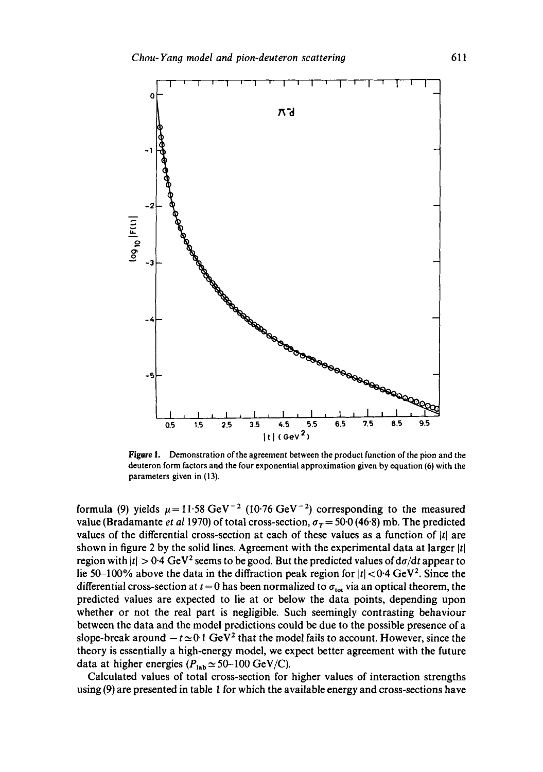Figure 1. Demonstration of the agreement between the product function of the pion and the deuteron form factors and the four exponential approximation given by equation (6) with the parameters given in (13).

formula (9) yields $\mu = 11{\cdot}58\ \text{GeV}^{-2}$ ($10{\cdot}76\ \text{GeV}^{-2}$) corresponding to the measured value (Bradamante *et al* 1970) of total cross-section, $\sigma_T = 50{\cdot}0$ ($46{\cdot}8$) mb. The predicted values of the differential cross-section at each of these values as a function of $|t|$ are shown in figure 2 by the solid lines. Agreement with the experimental data at larger $|t|$ region with $|t| > 0{\cdot}4\ \text{GeV}^2$ seems to be good. But the predicted values of $d\sigma/dt$ appear to lie 50–100% above the data in the diffraction peak region for $|t| < 0{\cdot}4\ \text{GeV}^2$. Since the differential cross-section at $t = 0$ has been normalized to $\sigma_{tot}$ via an optical theorem, the predicted values are expected to lie at or below the data points, depending upon whether or not the real part is negligible. Such seemingly contrasting behaviour between the data and the model predictions could be due to the possible presence of a slope-break around $-t \simeq 0{\cdot}1\ \text{GeV}^2$ that the model fails to account. However, since the theory is essentially a high-energy model, we expect better agreement with the future data at higher energies ($P_{lab} \simeq 50$–$100$ GeV/C).

Calculated values of total cross-section for higher values of interaction strengths using (9) are presented in table 1 for which the available energy and cross-sections have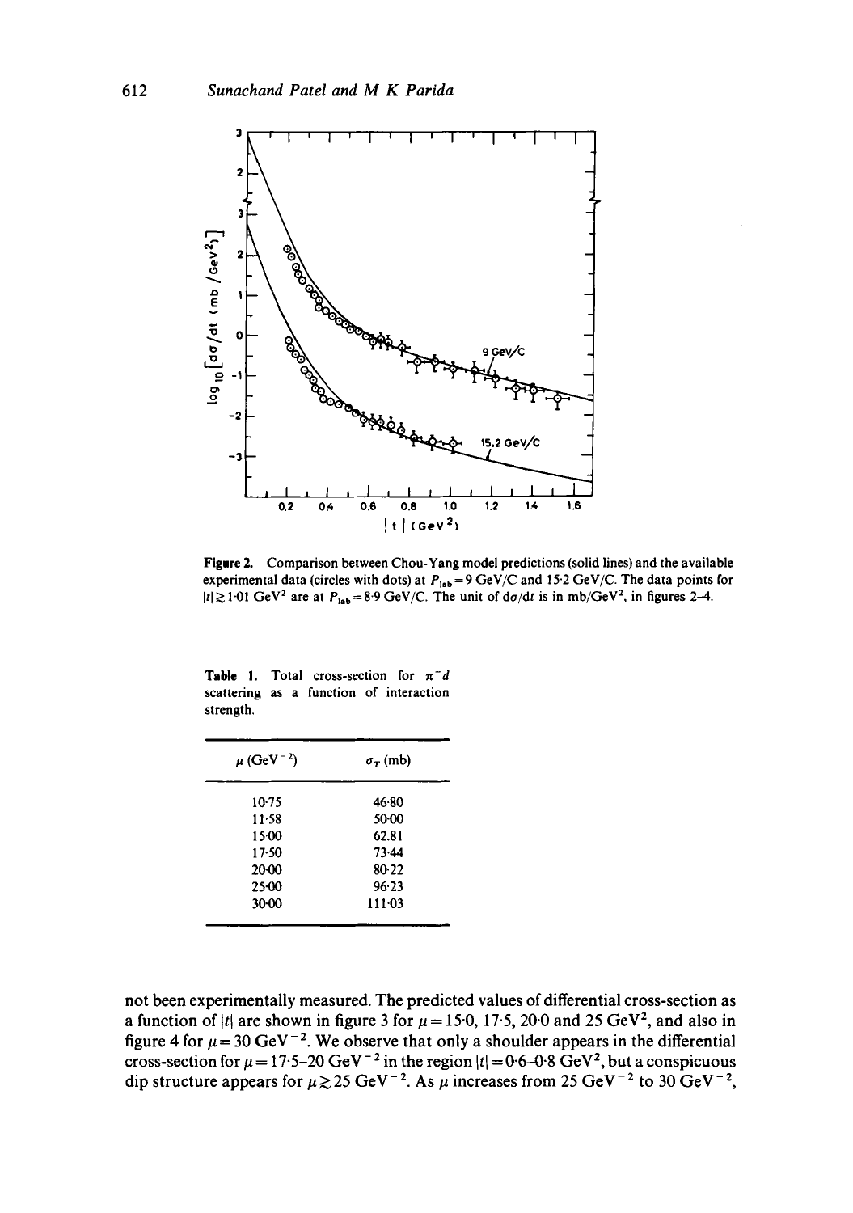Figure 2. Comparison between Chou-Yang model predictions (solid lines) and the available experimental data (circles with dots) at $P_{lab} = 9$ GeV/C and 15·2 GeV/C. The data points for $|t| \gtrsim 1{\cdot}01$ GeV$^2$ are at $P_{lab} = 8{\cdot}9$ GeV/C. The unit of $d\sigma/dt$ is in mb/GeV$^2$, in figures 2–4.

**Table 1.** Total cross-section for $\pi^- d$ scattering as a function of interaction strength.

| $\mu$ (GeV$^{-2}$) | $\sigma_T$ (mb) |
|---|---|
| 10·75 | 46·80 |
| 11·58 | 50·00 |
| 15·00 | 62.81 |
| 17·50 | 73·44 |
| 20·00 | 80·22 |
| 25·00 | 96·23 |
| 30·00 | 111·03 |

not been experimentally measured. The predicted values of differential cross-section as a function of $|t|$ are shown in figure 3 for $\mu = 15{\cdot}0$, 17·5, 20·0 and 25 GeV$^2$, and also in figure 4 for $\mu = 30$ GeV$^{-2}$. We observe that only a shoulder appears in the differential cross-section for $\mu = 17{\cdot}5$–$20$ GeV$^{-2}$ in the region $|t| = 0{\cdot}6$–$0{\cdot}8$ GeV$^2$, but a conspicuous dip structure appears for $\mu \gtrsim 25$ GeV$^{-2}$. As $\mu$ increases from 25 GeV$^{-2}$ to 30 GeV$^{-2}$,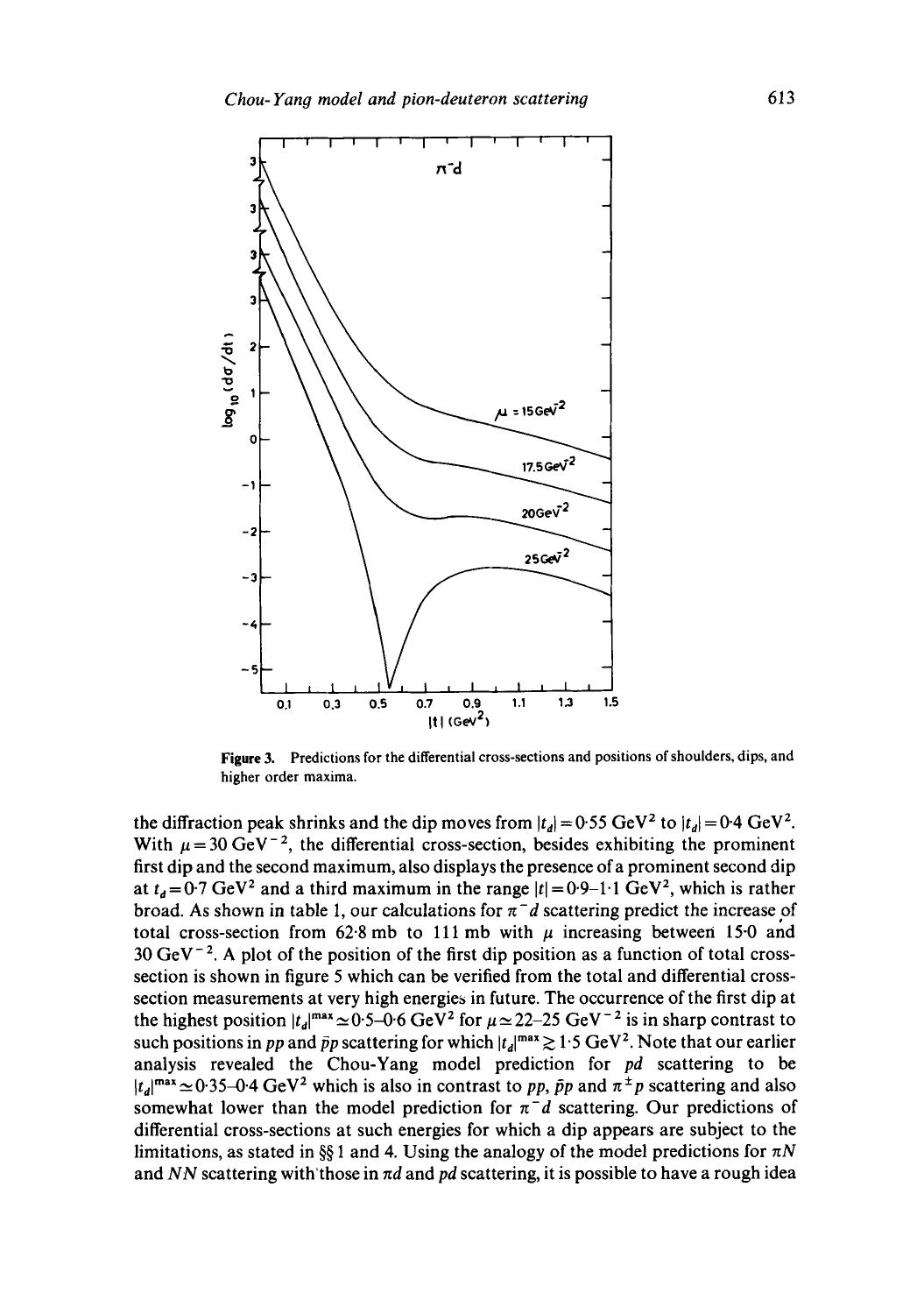**Figure 3.** Predictions for the differential cross-sections and positions of shoulders, dips, and higher order maxima.

the diffraction peak shrinks and the dip moves from $|t_d| = 0{\cdot}55$ GeV$^2$ to $|t_d| = 0{\cdot}4$ GeV$^2$. With $\mu = 30$ GeV$^{-2}$, the differential cross-section, besides exhibiting the prominent first dip and the second maximum, also displays the presence of a prominent second dip at $t_d = 0{\cdot}7$ GeV$^2$ and a third maximum in the range $|t| = 0{\cdot}9$–$1{\cdot}1$ GeV$^2$, which is rather broad. As shown in table 1, our calculations for $\pi^- d$ scattering predict the increase of total cross-section from 62·8 mb to 111 mb with $\mu$ increasing between 15·0 and 30 GeV$^{-2}$. A plot of the position of the first dip position as a function of total cross-section is shown in figure 5 which can be verified from the total and differential cross-section measurements at very high energies in future. The occurrence of the first dip at the highest position $|t_d|^{\max} \simeq 0{\cdot}5$–$0{\cdot}6$ GeV$^2$ for $\mu \simeq 22$–$25$ GeV$^{-2}$ is in sharp contrast to such positions in $pp$ and $\bar{p}p$ scattering for which $|t_d|^{\max} \gtrsim 1{\cdot}5$ GeV$^2$. Note that our earlier analysis revealed the Chou-Yang model prediction for $pd$ scattering to be $|t_d|^{\max} \simeq 0{\cdot}35$–$0{\cdot}4$ GeV$^2$ which is also in contrast to $pp$, $\bar{p}p$ and $\pi^{\pm} p$ scattering and also somewhat lower than the model prediction for $\pi^- d$ scattering. Our predictions of differential cross-sections at such energies for which a dip appears are subject to the limitations, as stated in §§ 1 and 4. Using the analogy of the model predictions for $\pi N$ and $NN$ scattering with those in $\pi d$ and $pd$ scattering, it is possible to have a rough idea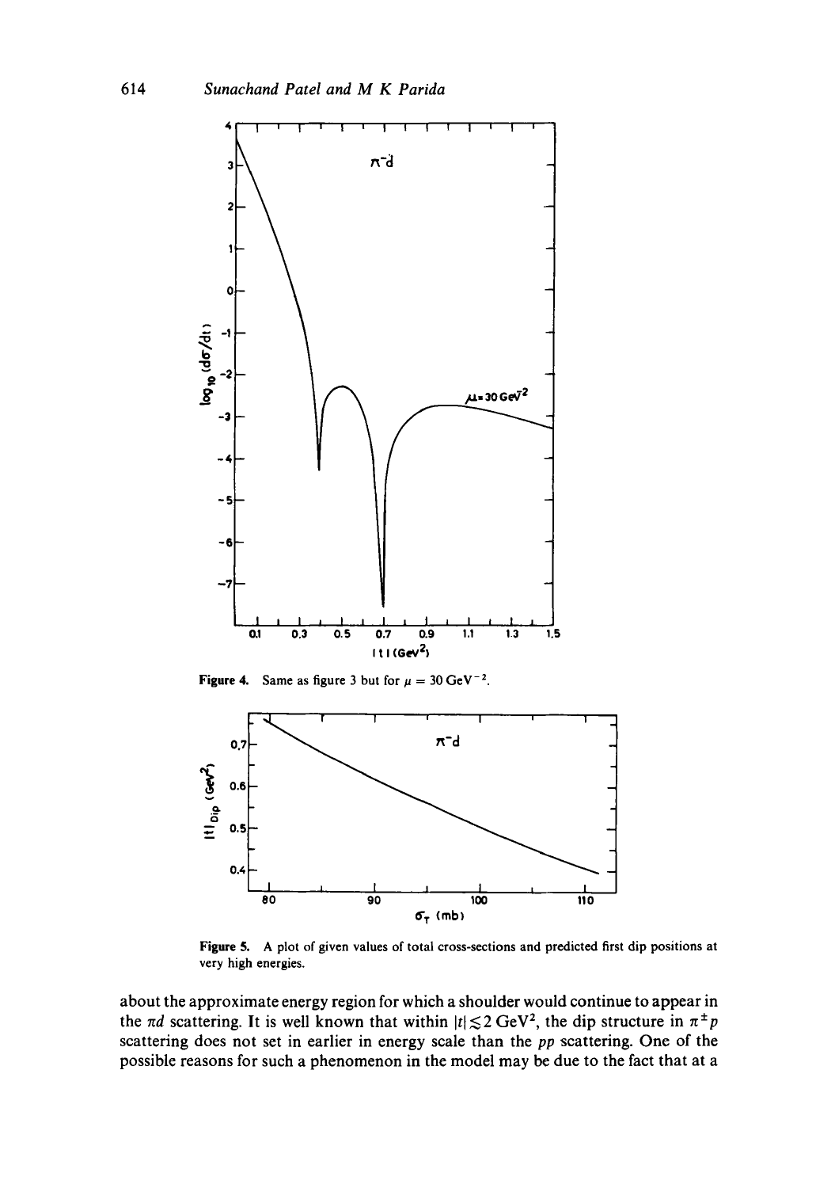Figure 4. Same as figure 3 but for $\mu = 30\,\text{GeV}^{-2}$.

Figure 5. A plot of given values of total cross-sections and predicted first dip positions at very high energies.

about the approximate energy region for which a shoulder would continue to appear in the $\pi d$ scattering. It is well known that within $|t| \lesssim 2\,\text{GeV}^2$, the dip structure in $\pi^{\pm} p$ scattering does not set in earlier in energy scale than the $pp$ scattering. One of the possible reasons for such a phenomenon in the model may be due to the fact that at a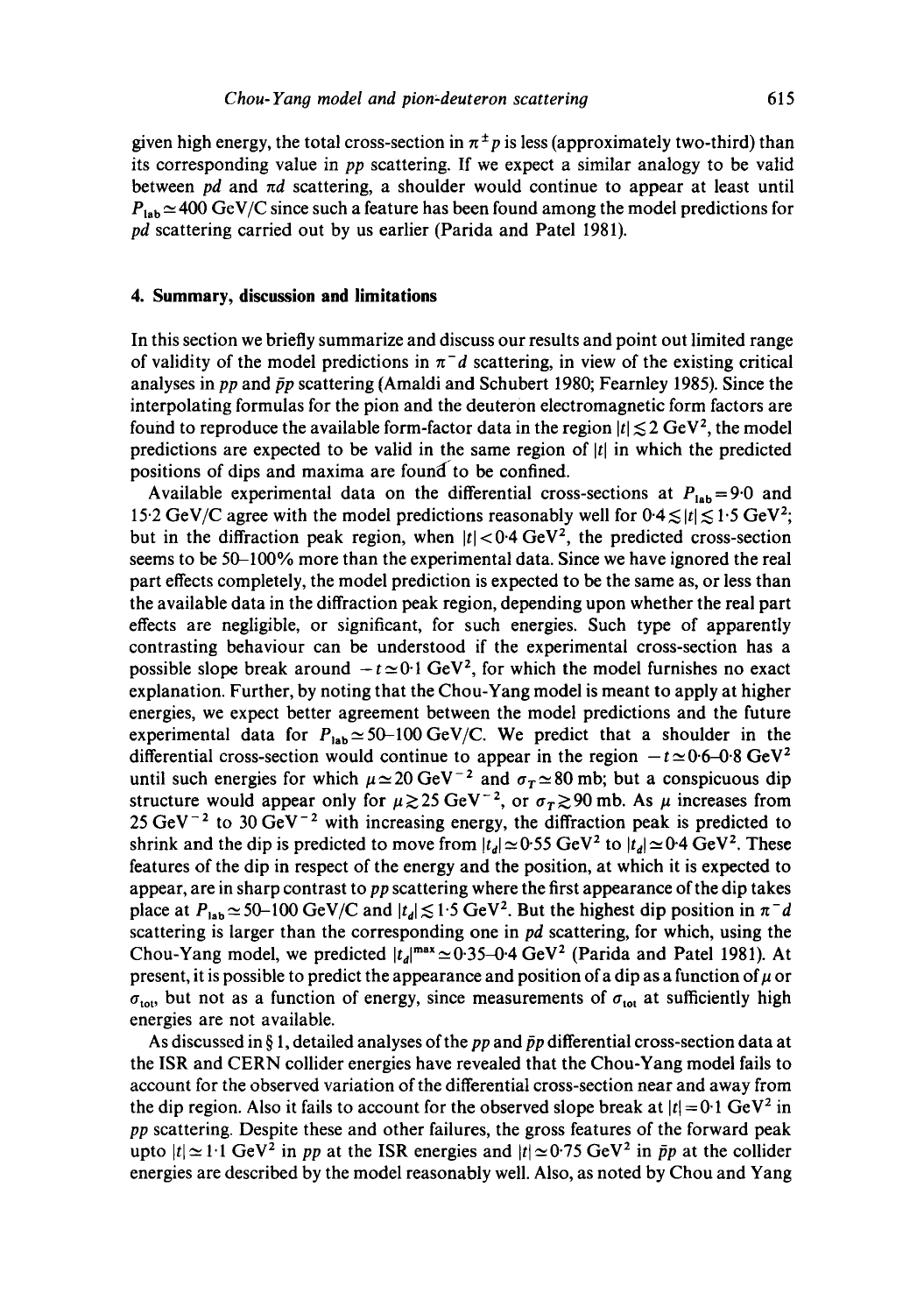given high energy, the total cross-section in $\pi^{\pm}p$ is less (approximately two-third) than its corresponding value in $pp$ scattering. If we expect a similar analogy to be valid between $pd$ and $\pi d$ scattering, a shoulder would continue to appear at least until $P_{\text{lab}} \simeq 400$ GeV/C since such a feature has been found among the model predictions for $pd$ scattering carried out by us earlier (Parida and Patel 1981).

## 4. Summary, discussion and limitations

In this section we briefly summarize and discuss our results and point out limited range of validity of the model predictions in $\pi^- d$ scattering, in view of the existing critical analyses in $pp$ and $\bar{p}p$ scattering (Amaldi and Schubert 1980; Fearnley 1985). Since the interpolating formulas for the pion and the deuteron electromagnetic form factors are found to reproduce the available form-factor data in the region $|t| \lesssim 2$ GeV$^2$, the model predictions are expected to be valid in the same region of $|t|$ in which the predicted positions of dips and maxima are found to be confined.

Available experimental data on the differential cross-sections at $P_{\text{lab}} = 9{\cdot}0$ and $15{\cdot}2$ GeV/C agree with the model predictions reasonably well for $0{\cdot}4 \lesssim |t| \lesssim 1{\cdot}5$ GeV$^2$; but in the diffraction peak region, when $|t| < 0{\cdot}4$ GeV$^2$, the predicted cross-section seems to be 50–100% more than the experimental data. Since we have ignored the real part effects completely, the model prediction is expected to be the same as, or less than the available data in the diffraction peak region, depending upon whether the real part effects are negligible, or significant, for such energies. Such type of apparently contrasting behaviour can be understood if the experimental cross-section has a possible slope break around $-t \simeq 0{\cdot}1$ GeV$^2$, for which the model furnishes no exact explanation. Further, by noting that the Chou-Yang model is meant to apply at higher energies, we expect better agreement between the model predictions and the future experimental data for $P_{\text{lab}} \simeq 50$–$100$ GeV/C. We predict that a shoulder in the differential cross-section would continue to appear in the region $-t \simeq 0{\cdot}6$–$0{\cdot}8$ GeV$^2$ until such energies for which $\mu \simeq 20$ GeV$^{-2}$ and $\sigma_T \simeq 80$ mb; but a conspicuous dip structure would appear only for $\mu \gtrsim 25$ GeV$^{-2}$, or $\sigma_T \gtrsim 90$ mb. As $\mu$ increases from 25 GeV$^{-2}$ to 30 GeV$^{-2}$ with increasing energy, the diffraction peak is predicted to shrink and the dip is predicted to move from $|t_d| \simeq 0{\cdot}55$ GeV$^2$ to $|t_d| \simeq 0{\cdot}4$ GeV$^2$. These features of the dip in respect of the energy and the position, at which it is expected to appear, are in sharp contrast to $pp$ scattering where the first appearance of the dip takes place at $P_{\text{lab}} \simeq 50$–$100$ GeV/C and $|t_d| \lesssim 1{\cdot}5$ GeV$^2$. But the highest dip position in $\pi^- d$ scattering is larger than the corresponding one in $pd$ scattering, for which, using the Chou-Yang model, we predicted $|t_d|^{\text{max}} \simeq 0{\cdot}35$–$0{\cdot}4$ GeV$^2$ (Parida and Patel 1981). At present, it is possible to predict the appearance and position of a dip as a function of $\mu$ or $\sigma_{\text{tot}}$, but not as a function of energy, since measurements of $\sigma_{\text{tot}}$ at sufficiently high energies are not available.

As discussed in § 1, detailed analyses of the $pp$ and $\bar{p}p$ differential cross-section data at the ISR and CERN collider energies have revealed that the Chou-Yang model fails to account for the observed variation of the differential cross-section near and away from the dip region. Also it fails to account for the observed slope break at $|t| = 0{\cdot}1$ GeV$^2$ in $pp$ scattering. Despite these and other failures, the gross features of the forward peak upto $|t| \simeq 1{\cdot}1$ GeV$^2$ in $pp$ at the ISR energies and $|t| \simeq 0{\cdot}75$ GeV$^2$ in $\bar{p}p$ at the collider energies are described by the model reasonably well. Also, as noted by Chou and Yang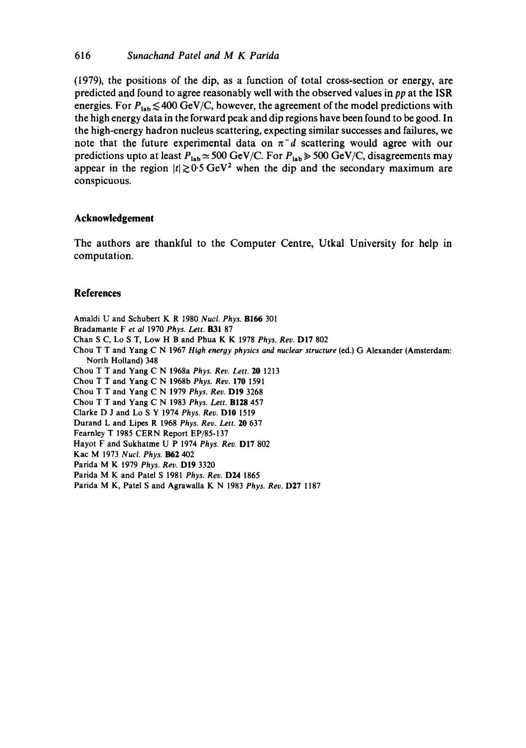(1979), the positions of the dip, as a function of total cross-section or energy, are predicted and found to agree reasonably well with the observed values in *pp* at the ISR energies. For $P_{\text{lab}} \lesssim 400$ GeV/C, however, the agreement of the model predictions with the high energy data in the forward peak and dip regions have been found to be good. In the high-energy hadron nucleus scattering, expecting similar successes and failures, we note that the future experimental data on $\pi^- d$ scattering would agree with our predictions upto at least $P_{\text{lab}} \simeq 500$ GeV/C. For $P_{\text{lab}} \gg 500$ GeV/C, disagreements may appear in the region $|t| \gtrsim 0{\cdot}5$ GeV$^2$ when the dip and the secondary maximum are conspicuous.

## Acknowledgement

The authors are thankful to the Computer Centre, Utkal University for help in computation.

## References

Amaldi U and Schubert K R 1980 *Nucl. Phys.* **B166** 301
Bradamante F *et al* 1970 *Phys. Lett.* **B31** 87
Chan S C, Lo S T, Low H B and Phua K K 1978 *Phys. Rev.* **D17** 802
Chou T T and Yang C N 1967 *High energy physics and nuclear structure* (ed.) G Alexander (Amsterdam: North Holland) 348
Chou T T and Yang C N 1968a *Phys. Rev. Lett.* **20** 1213
Chou T T and Yang C N 1968b *Phys. Rev.* **170** 1591
Chou T T and Yang C N 1979 *Phys. Rev.* **D19** 3268
Chou T T and Yang C N 1983 *Phys. Lett.* **B128** 457
Clarke D J and Lo S Y 1974 *Phys. Rev.* **D10** 1519
Durand L and Lipes R 1968 *Phys. Rev. Lett.* **20** 637
Fearnley T 1985 CERN Report EP/85-137
Hayot F and Sukhatme U P 1974 *Phys. Rev.* **D17** 802
Kac M 1973 *Nucl. Phys.* **B62** 402
Parida M K 1979 *Phys. Rev.* **D19** 3320
Parida M K and Patel S 1981 *Phys. Rev.* **D24** 1865
Parida M K, Patel S and Agrawalla K N 1983 *Phys. Rev.* **D27** 1187